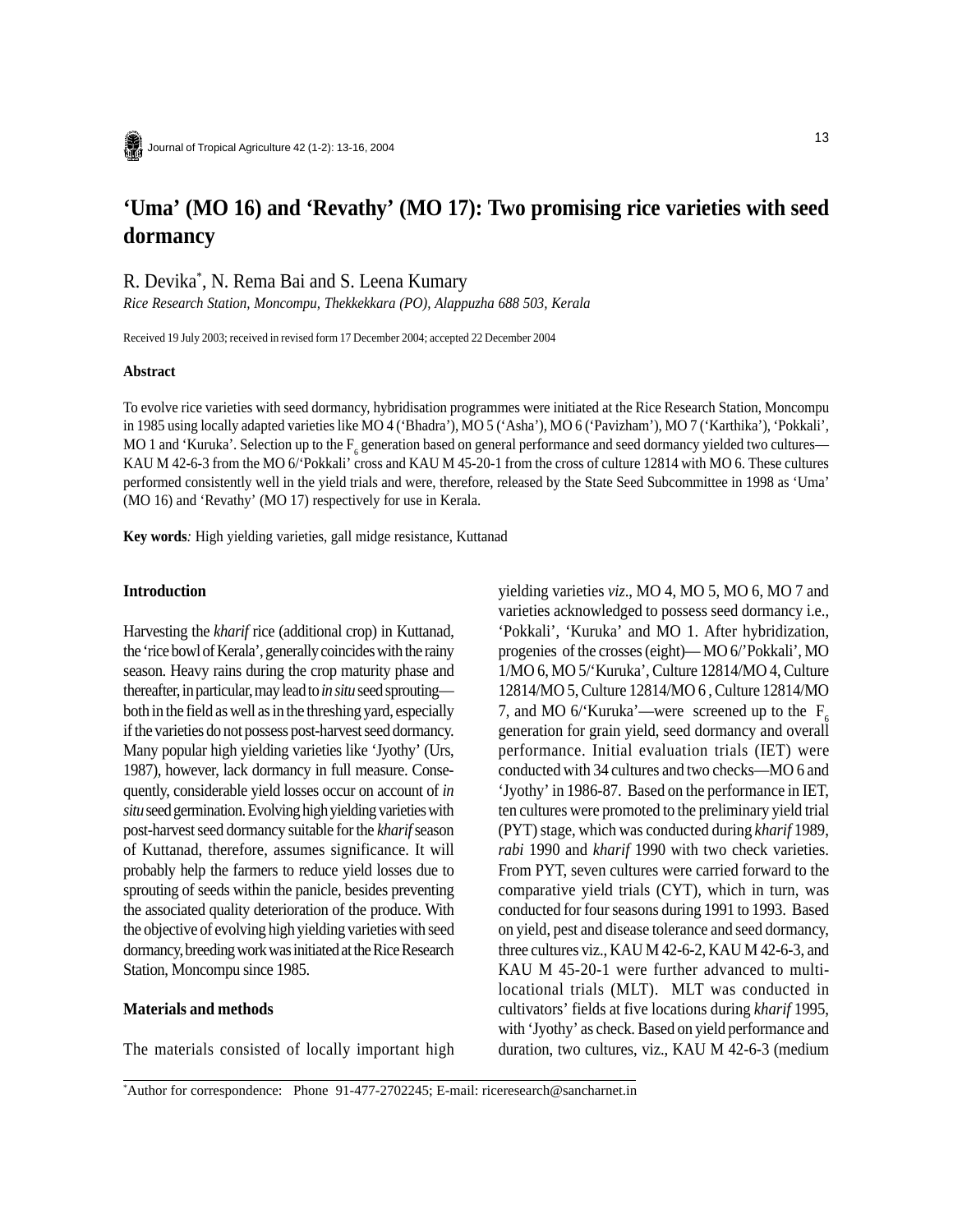# 'Uma' (MO 16) and 'Revathy' (MO 17): Two promising rice varieties with seed dormancy

R. Devika[*], N. Rema Bai and S. Leena Kumary

*Rice Research Station, Moncompu, Thekkekkara (PO), Alappuzha 688 503, Kerala*

Received 19 July 2003; received in revised form 17 December 2004; accepted 22 December 2004

### Abstract

To evolve rice varieties with seed dormancy, hybridisation programmes were initiated at the Rice Research Station, Moncompu in 1985 using locally adapted varieties like MO 4 ('Bhadra'), MO 5 ('Asha'), MO 6 ('Pavizham'), MO 7 ('Karthika'), 'Pokkali', MO 1 and 'Kuruka'. Selection up to the $F_6$ generation based on general performance and seed dormancy yielded two cultures—KAU M 42-6-3 from the MO 6/'Pokkali' cross and KAU M 45-20-1 from the cross of culture 12814 with MO 6. These cultures performed consistently well in the yield trials and were, therefore, released by the State Seed Subcommittee in 1998 as 'Uma' (MO 16) and 'Revathy' (MO 17) respectively for use in Kerala.

**Key words***:* High yielding varieties, gall midge resistance, Kuttanad

## Introduction

Harvesting the *kharif* rice (additional crop) in Kuttanad, the 'rice bowl of Kerala', generally coincides with the rainy season. Heavy rains during the crop maturity phase and thereafter, in particular, may lead to *in situ* seed sprouting—both in the field as well as in the threshing yard, especially if the varieties do not possess post-harvest seed dormancy. Many popular high yielding varieties like 'Jyothy' (Urs, 1987), however, lack dormancy in full measure. Consequently, considerable yield losses occur on account of *in situ* seed germination. Evolving high yielding varieties with post-harvest seed dormancy suitable for the *kharif* season of Kuttanad, therefore, assumes significance. It will probably help the farmers to reduce yield losses due to sprouting of seeds within the panicle, besides preventing the associated quality deterioration of the produce. With the objective of evolving high yielding varieties with seed dormancy, breeding work was initiated at the Rice Research Station, Moncompu since 1985.

## Materials and methods

The materials consisted of locally important high yielding varieties *viz*., MO 4, MO 5, MO 6, MO 7 and varieties acknowledged to possess seed dormancy i.e., 'Pokkali', 'Kuruka' and MO 1. After hybridization, progenies of the crosses (eight)— MO 6/'Pokkali', MO 1/MO 6, MO 5/'Kuruka', Culture 12814/MO 4, Culture 12814/MO 5, Culture 12814/MO 6 , Culture 12814/MO 7, and MO 6/'Kuruka'—were screened up to the $F_6$ generation for grain yield, seed dormancy and overall performance. Initial evaluation trials (IET) were conducted with 34 cultures and two checks—MO 6 and 'Jyothy' in 1986-87. Based on the performance in IET, ten cultures were promoted to the preliminary yield trial (PYT) stage, which was conducted during *kharif* 1989, *rabi* 1990 and *kharif* 1990 with two check varieties. From PYT, seven cultures were carried forward to the comparative yield trials (CYT), which in turn, was conducted for four seasons during 1991 to 1993. Based on yield, pest and disease tolerance and seed dormancy, three cultures viz., KAU M 42-6-2, KAU M 42-6-3, and KAU M 45-20-1 were further advanced to multi-locational trials (MLT). MLT was conducted in cultivators' fields at five locations during *kharif* 1995, with 'Jyothy' as check. Based on yield performance and duration, two cultures, viz., KAU M 42-6-3 (medium

[*]Author for correspondence: Phone 91-477-2702245; E-mail: riceresearch@sancharnet.in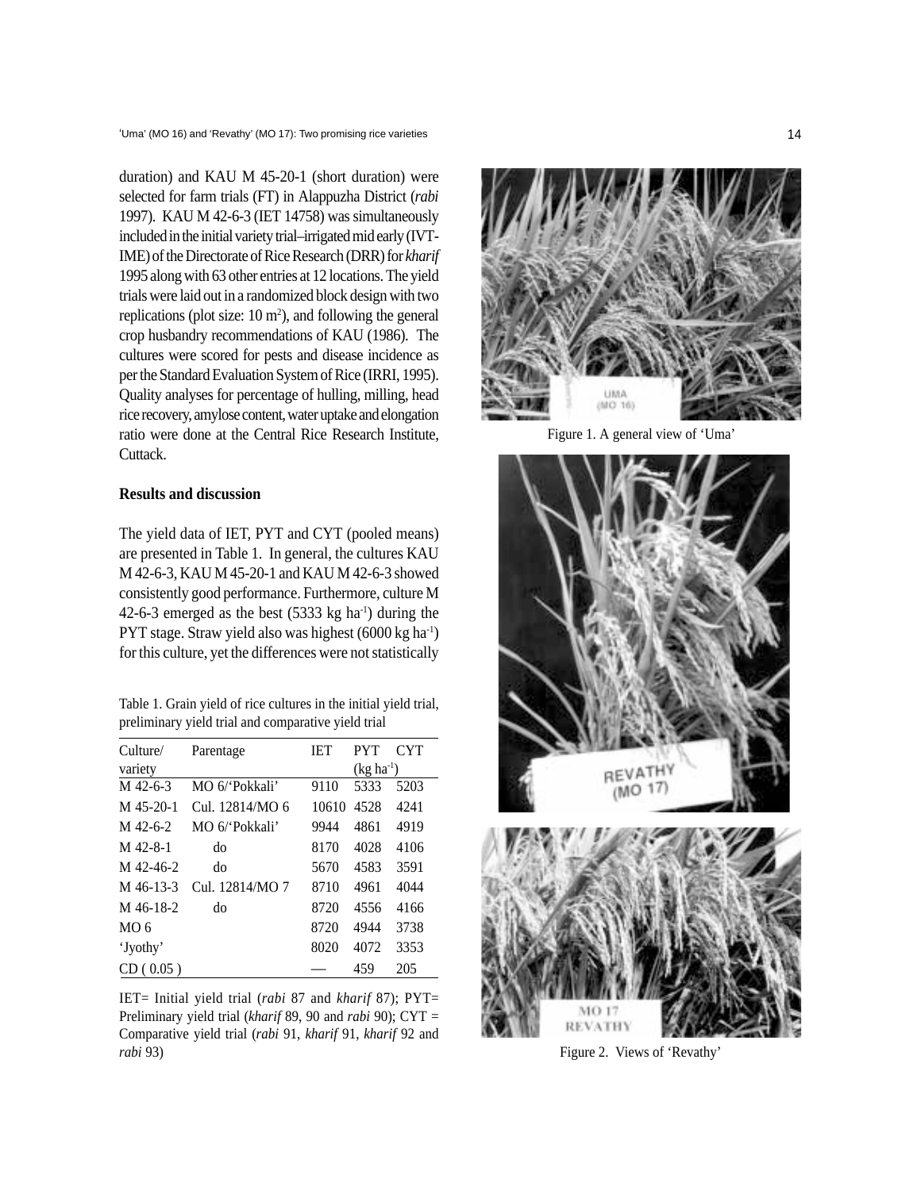duration) and KAU M 45-20-1 (short duration) were selected for farm trials (FT) in Alappuzha District (*rabi* 1997). KAU M 42-6-3 (IET 14758) was simultaneously included in the initial variety trial–irrigated mid early (IVT-IME) of the Directorate of Rice Research (DRR) for *kharif* 1995 along with 63 other entries at 12 locations. The yield trials were laid out in a randomized block design with two replications (plot size: 10 $m^2$), and following the general crop husbandry recommendations of KAU (1986). The cultures were scored for pests and disease incidence as per the Standard Evaluation System of Rice (IRRI, 1995). Quality analyses for percentage of hulling, milling, head rice recovery, amylose content, water uptake and elongation ratio were done at the Central Rice Research Institute, Cuttack.

**Results and discussion**

The yield data of IET, PYT and CYT (pooled means) are presented in Table 1. In general, the cultures KAU M 42-6-3, KAU M 45-20-1 and KAU M 42-6-3 showed consistently good performance. Furthermore, culture M 42-6-3 emerged as the best (5333 kg $ha^{-1}$) during the PYT stage. Straw yield also was highest (6000 kg $ha^{-1}$) for this culture, yet the differences were not statistically

Table 1. Grain yield of rice cultures in the initial yield trial, preliminary yield trial and comparative yield trial

| Culture/ variety | Parentage | IET | PYT (kg $ha^{-1}$) | CYT |
|---|---|---|---|---|
| M 42-6-3 | MO 6/'Pokkali' | 9110 | 5333 | 5203 |
| M 45-20-1 | Cul. 12814/MO 6 | 10610 | 4528 | 4241 |
| M 42-6-2 | MO 6/'Pokkali' | 9944 | 4861 | 4919 |
| M 42-8-1 | do | 8170 | 4028 | 4106 |
| M 42-46-2 | do | 5670 | 4583 | 3591 |
| M 46-13-3 | Cul. 12814/MO 7 | 8710 | 4961 | 4044 |
| M 46-18-2 | do | 8720 | 4556 | 4166 |
| MO 6 | | 8720 | 4944 | 3738 |
| 'Jyothy' | | 8020 | 4072 | 3353 |
| CD ( 0.05 ) | | — | 459 | 205 |

IET= Initial yield trial (*rabi* 87 and *kharif* 87); PYT= Preliminary yield trial (*kharif* 89, 90 and *rabi* 90); CYT = Comparative yield trial (*rabi* 91, *kharif* 91, *kharif* 92 and *rabi* 93)

Figure 1. A general view of 'Uma'

Figure 2. Views of 'Revathy'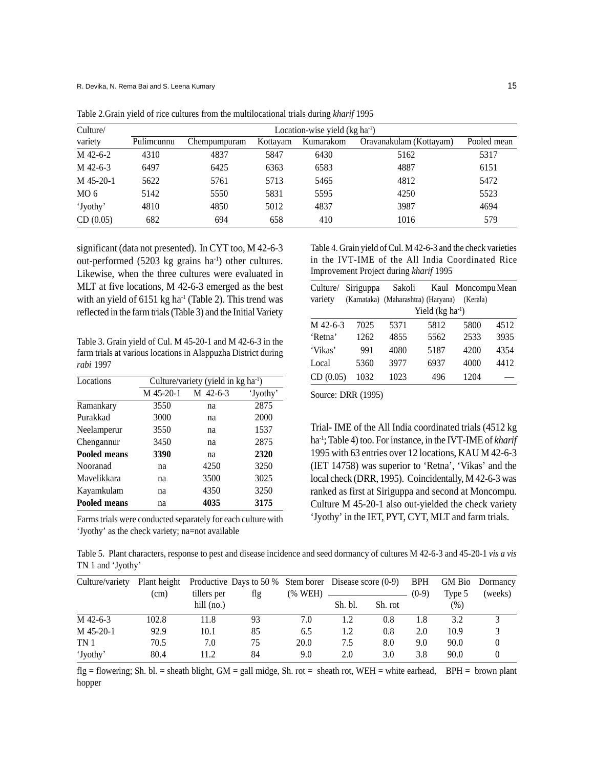Table 2.Grain yield of rice cultures from the multilocational trials during *kharif* 1995

| Culture/ variety | Location-wise yield (kg ha$^{-1}$) | | | | | |
|---|---|---|---|---|---|---|
| | Pulimcunnu | Chempumpuram | Kottayam | Kumarakom | Oravanakulam (Kottayam) | Pooled mean |
| M 42-6-2 | 4310 | 4837 | 5847 | 6430 | 5162 | 5317 |
| M 42-6-3 | 6497 | 6425 | 6363 | 6583 | 4887 | 6151 |
| M 45-20-1 | 5622 | 5761 | 5713 | 5465 | 4812 | 5472 |
| MO 6 | 5142 | 5550 | 5831 | 5595 | 4250 | 5523 |
| 'Jyothy' | 4810 | 4850 | 5012 | 4837 | 3987 | 4694 |
| CD (0.05) | 682 | 694 | 658 | 410 | 1016 | 579 |

significant (data not presented). In CYT too, M 42-6-3 out-performed (5203 kg grains ha$^{-1}$) other cultures. Likewise, when the three cultures were evaluated in MLT at five locations, M 42-6-3 emerged as the best with an yield of 6151 kg ha$^{-1}$ (Table 2). This trend was reflected in the farm trials (Table 3) and the Initial Variety Trial- IME of the All India coordinated trials (4512 kg ha$^{-1}$; Table 4) too. For instance, in the IVT-IME of *kharif* 1995 with 63 entries over 12 locations, KAU M 42-6-3 (IET 14758) was superior to 'Retna', 'Vikas' and the local check (DRR, 1995). Coincidentally, M 42-6-3 was ranked as first at Siriguppa and second at Moncompu. Culture M 45-20-1 also out-yielded the check variety 'Jyothy' in the IET, PYT, CYT, MLT and farm trials.

Table 3. Grain yield of Cul. M 45-20-1 and M 42-6-3 in the farm trials at various locations in Alappuzha District during *rabi* 1997

| Locations | Culture/variety (yield in kg ha$^{-1}$) | | |
|---|---|---|---|
| | M 45-20-1 | M 42-6-3 | 'Jyothy' |
| Ramankary | 3550 | na | 2875 |
| Purakkad | 3000 | na | 2000 |
| Neelamperur | 3550 | na | 1537 |
| Chengannur | 3450 | na | 2875 |
| **Pooled means** | **3390** | na | **2320** |
| Nooranad | na | 4250 | 3250 |
| Mavelikkara | na | 3500 | 3025 |
| Kayamkulam | na | 4350 | 3250 |
| **Pooled means** | na | **4035** | **3175** |

Farms trials were conducted separately for each culture with 'Jyothy' as the check variety; na=not available

Table 4. Grain yield of Cul. M 42-6-3 and the check varieties in the IVT-IME of the All India Coordinated Rice Improvement Project during *kharif* 1995

| Culture/ variety | Siriguppa (Karnataka) | Sakoli (Maharashtra) | Kaul (Haryana) | Moncompu (Kerala) | Mean |
|---|---|---|---|---|---|
| | Yield (kg ha$^{-1}$) | | | | |
| M 42-6-3 | 7025 | 5371 | 5812 | 5800 | 4512 |
| 'Retna' | 1262 | 4855 | 5562 | 2533 | 3935 |
| 'Vikas' | 991 | 4080 | 5187 | 4200 | 4354 |
| Local | 5360 | 3977 | 6937 | 4000 | 4412 |
| CD (0.05) | 1032 | 1023 | 496 | 1204 | — |

Source: DRR (1995)

Table 5. Plant characters, response to pest and disease incidence and seed dormancy of cultures M 42-6-3 and 45-20-1 *vis a vis* TN 1 and 'Jyothy'

| Culture/variety | Plant height (cm) | Productive tillers per hill (no.) | Days to 50 % flg | Stem borer (% WEH) | Disease score (0-9) | | BPH (0-9) | GM Bio Type 5 (%) | Dormancy (weeks) |
|---|---|---|---|---|---|---|---|---|---|
| | | | | | Sh. bl. | Sh. rot | | | |
| M 42-6-3 | 102.8 | 11.8 | 93 | 7.0 | 1.2 | 0.8 | 1.8 | 3.2 | 3 |
| M 45-20-1 | 92.9 | 10.1 | 85 | 6.5 | 1.2 | 0.8 | 2.0 | 10.9 | 3 |
| TN 1 | 70.5 | 7.0 | 75 | 20.0 | 7.5 | 8.0 | 9.0 | 90.0 | 0 |
| 'Jyothy' | 80.4 | 11.2 | 84 | 9.0 | 2.0 | 3.0 | 3.8 | 90.0 | 0 |

flg = flowering; Sh. bl. = sheath blight, GM = gall midge, Sh. rot = sheath rot, WEH = white earhead, BPH = brown plant hopper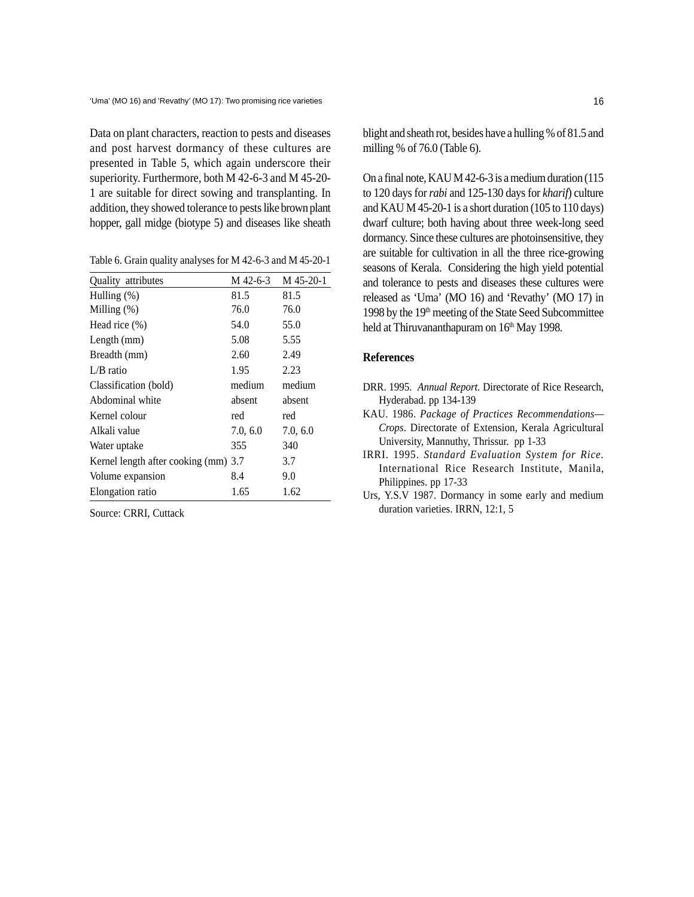Data on plant characters, reaction to pests and diseases and post harvest dormancy of these cultures are presented in Table 5, which again underscore their superiority. Furthermore, both M 42-6-3 and M 45-20-1 are suitable for direct sowing and transplanting. In addition, they showed tolerance to pests like brown plant hopper, gall midge (biotype 5) and diseases like sheath blight and sheath rot, besides have a hulling % of 81.5 and milling % of 76.0 (Table 6).

Table 6. Grain quality analyses for M 42-6-3 and M 45-20-1

| Quality attributes | M 42-6-3 | M 45-20-1 |
|---|---|---|
| Hulling (%) | 81.5 | 81.5 |
| Milling (%) | 76.0 | 76.0 |
| Head rice (%) | 54.0 | 55.0 |
| Length (mm) | 5.08 | 5.55 |
| Breadth (mm) | 2.60 | 2.49 |
| L/B ratio | 1.95 | 2.23 |
| Classification (bold) | medium | medium |
| Abdominal white | absent | absent |
| Kernel colour | red | red |
| Alkali value | 7.0, 6.0 | 7.0, 6.0 |
| Water uptake | 355 | 340 |
| Kernel length after cooking (mm) | 3.7 | 3.7 |
| Volume expansion | 8.4 | 9.0 |
| Elongation ratio | 1.65 | 1.62 |

Source: CRRI, Cuttack

On a final note, KAU M 42-6-3 is a medium duration (115 to 120 days for *rabi* and 125-130 days for *kharif*) culture and KAU M 45-20-1 is a short duration (105 to 110 days) dwarf culture; both having about three week-long seed dormancy. Since these cultures are photoinsensitive, they are suitable for cultivation in all the three rice-growing seasons of Kerala. Considering the high yield potential and tolerance to pests and diseases these cultures were released as 'Uma' (MO 16) and 'Revathy' (MO 17) in 1998 by the 19th meeting of the State Seed Subcommittee held at Thiruvananthapuram on 16th May 1998.

## References

DRR. 1995. *Annual Report.* Directorate of Rice Research, Hyderabad. pp 134-139

KAU. 1986. *Package of Practices Recommendations—Crops*. Directorate of Extension, Kerala Agricultural University, Mannuthy, Thrissur. pp 1-33

IRRI. 1995. *Standard Evaluation System for Rice*. International Rice Research Institute, Manila, Philippines. pp 17-33

Urs, Y.S.V 1987. Dormancy in some early and medium duration varieties. IRRN, 12:1, 5